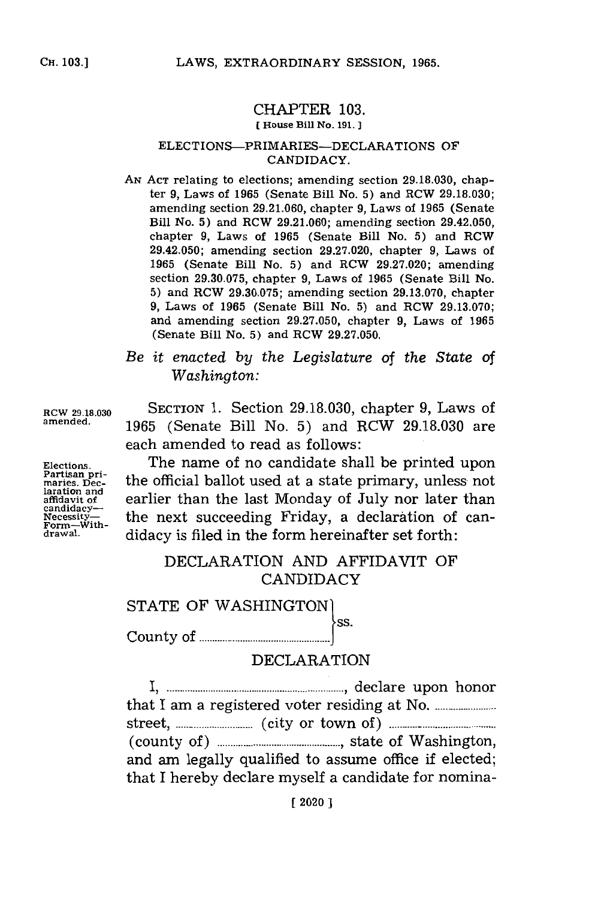# CHAPTER 103.

[ House Bill No. 191. ]

## ELECTIONS—PRIMARIES—DECLARATIONS OF CANDIDACY.

AN ACT relating to elections; amending section 29.18.030, chapter 9, Laws of 1965 (Senate Bill No. 5) and RCW 29.18.030; amending section 29.21.060, chapter 9, Laws of 1965 (Senate Bill No. 5) and RCW 29.21.060; amending section 29.42.050, chapter 9, Laws of 1965 (Senate Bill No. 5) and RCW 29.42.050; amending section 29.27.020, chapter 9, Laws of 1965 (Senate Bill No. 5) and RCW 29.27.020; amending section 29.30.075, chapter 9, Laws of 1965 (Senate Bill No. 5) and RCW 29.30.075; amending section 29.13.070, chapter 9, Laws of 1965 (Senate Bill No. 5) and RCW 29.13.070; and amending section 29.27.050, chapter 9, Laws of 1965 (Senate Bill No. 5) and RCW 29.27.050.

*Be it enacted by the Legislature of the State of Washington:*

RCW 29.18.030 amended.

SECTION 1. Section 29.18.030, chapter 9, Laws of 1965 (Senate Bill No. 5) and RCW 29.18.030 are each amended to read as follows:

Elections. Partisan primaries. Declaration and affidavit of candidacy—Necessity—Form—Withdrawal.

The name of no candidate shall be printed upon the official ballot used at a state primary, unless not earlier than the last Monday of July nor later than the next succeeding Friday, a declaration of candidacy is filed in the form hereinafter set forth:

DECLARATION AND AFFIDAVIT OF CANDIDACY

STATE OF WASHINGTON }
} ss.
County of .................................... }

DECLARATION

I, ...................................................., declare upon honor that I am a registered voter residing at No. ..................... street, ........................ (city or town of) .............................. (county of) ...................................., state of Washington, and am legally qualified to assume office if elected; that I hereby declare myself a candidate for nomina-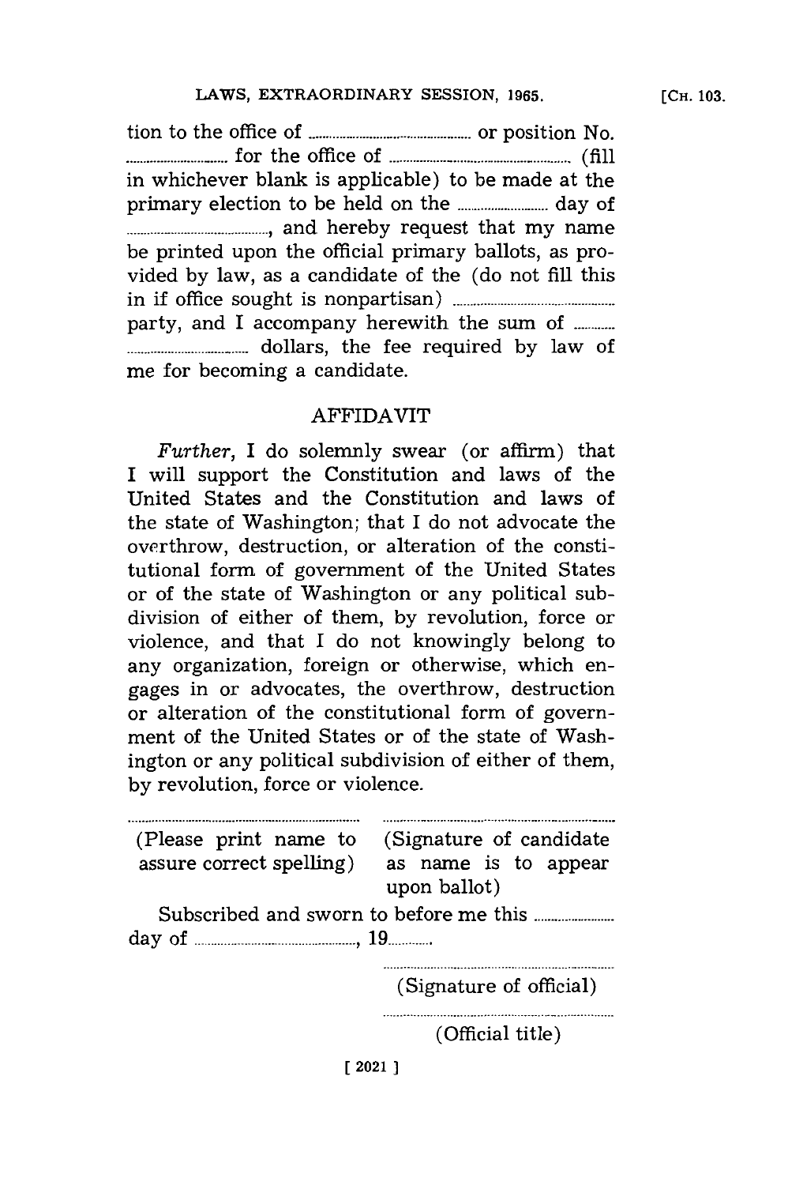tion to the office of .................................... or position No. ........................ for the office of ........................................ (fill in whichever blank is applicable) to be made at the primary election to be held on the .................... day of ................................, and hereby request that my name be printed upon the official primary ballots, as provided by law, as a candidate of the (do not fill this in if office sought is nonpartisan) .................................... party, and I accompany herewith the sum of .......... ........................ dollars, the fee required by law of me for becoming a candidate.

## AFFIDAVIT

*Further*, I do solemnly swear (or affirm) that I will support the Constitution and laws of the United States and the Constitution and laws of the state of Washington; that I do not advocate the overthrow, destruction, or alteration of the constitutional form of government of the United States or of the state of Washington or any political subdivision of either of them, by revolution, force or violence, and that I do not knowingly belong to any organization, foreign or otherwise, which engages in or advocates, the overthrow, destruction or alteration of the constitutional form of government of the United States or of the state of Washington or any political subdivision of either of them, by revolution, force or violence.

| ........................................................ | ........................................................ |
|---|---|
| (Please print name to assure correct spelling) | (Signature of candidate as name is to appear upon ballot) |

Subscribed and sworn to before me this .................... day of ...................................., 19..........

........................................................
(Signature of official)

........................................................
(Official title)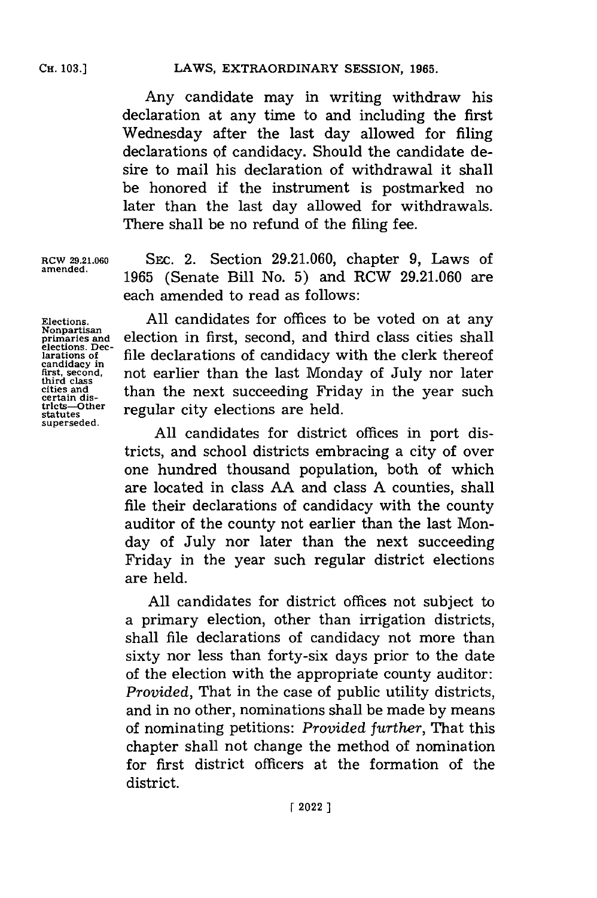Any candidate may in writing withdraw his declaration at any time to and including the first Wednesday after the last day allowed for filing declarations of candidacy. Should the candidate desire to mail his declaration of withdrawal it shall be honored if the instrument is postmarked no later than the last day allowed for withdrawals. There shall be no refund of the filing fee.

RCW 29.21.060 amended.

SEC. 2. Section 29.21.060, chapter 9, Laws of 1965 (Senate Bill No. 5) and RCW 29.21.060 are each amended to read as follows:

Elections. Nonpartisan primaries and elections. Declarations of candidacy in first, second, third class cities and certain districts—Other statutes superseded.

All candidates for offices to be voted on at any election in first, second, and third class cities shall file declarations of candidacy with the clerk thereof not earlier than the last Monday of July nor later than the next succeeding Friday in the year such regular city elections are held.

All candidates for district offices in port districts, and school districts embracing a city of over one hundred thousand population, both of which are located in class AA and class A counties, shall file their declarations of candidacy with the county auditor of the county not earlier than the last Monday of July nor later than the next succeeding Friday in the year such regular district elections are held.

All candidates for district offices not subject to a primary election, other than irrigation districts, shall file declarations of candidacy not more than sixty nor less than forty-six days prior to the date of the election with the appropriate county auditor: *Provided*, That in the case of public utility districts, and in no other, nominations shall be made by means of nominating petitions: *Provided further*, That this chapter shall not change the method of nomination for first district officers at the formation of the district.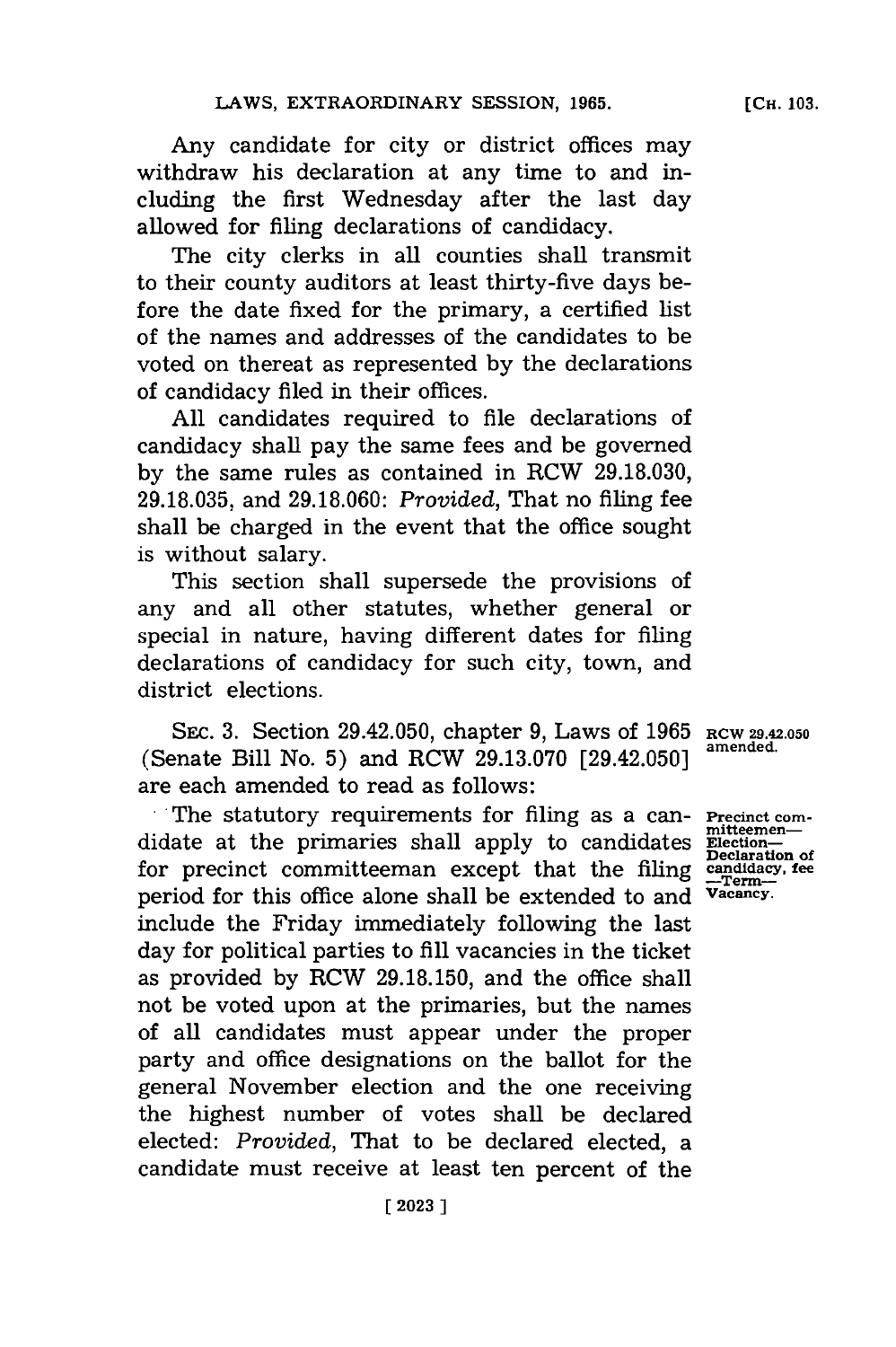Any candidate for city or district offices may withdraw his declaration at any time to and including the first Wednesday after the last day allowed for filing declarations of candidacy.

The city clerks in all counties shall transmit to their county auditors at least thirty-five days before the date fixed for the primary, a certified list of the names and addresses of the candidates to be voted on thereat as represented by the declarations of candidacy filed in their offices.

All candidates required to file declarations of candidacy shall pay the same fees and be governed by the same rules as contained in RCW 29.18.030, 29.18.035, and 29.18.060: *Provided*, That no filing fee shall be charged in the event that the office sought is without salary.

This section shall supersede the provisions of any and all other statutes, whether general or special in nature, having different dates for filing declarations of candidacy for such city, town, and district elections.

SEC. 3. Section 29.42.050, chapter 9, Laws of 1965 (Senate Bill No. 5) and RCW 29.13.070 [29.42.050] are each amended to read as follows:

RCW 29.42.050 amended.

Precinct committeemen—Election—Declaration of candidacy, fee—Term—Vacancy.

The statutory requirements for filing as a candidate at the primaries shall apply to candidates for precinct committeeman except that the filing period for this office alone shall be extended to and include the Friday immediately following the last day for political parties to fill vacancies in the ticket as provided by RCW 29.18.150, and the office shall not be voted upon at the primaries, but the names of all candidates must appear under the proper party and office designations on the ballot for the general November election and the one receiving the highest number of votes shall be declared elected: *Provided*, That to be declared elected, a candidate must receive at least ten percent of the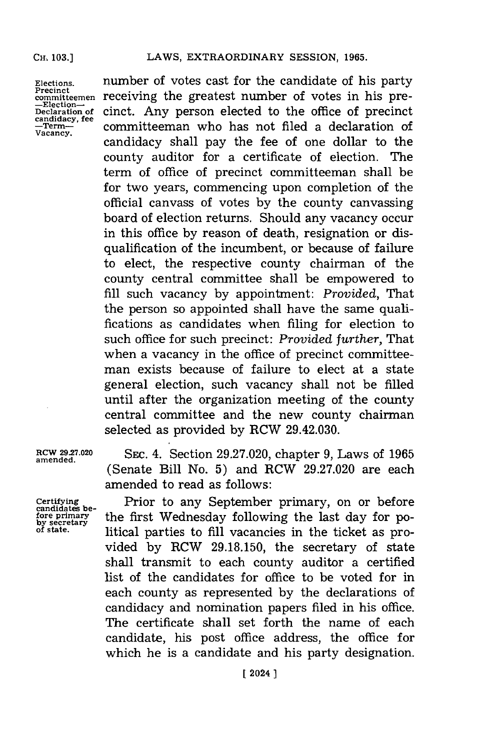number of votes cast for the candidate of his party receiving the greatest number of votes in his precinct. Any person elected to the office of precinct committeeman who has not filed a declaration of candidacy shall pay the fee of one dollar to the county auditor for a certificate of election. The term of office of precinct committeeman shall be for two years, commencing upon completion of the official canvass of votes by the county canvassing board of election returns. Should any vacancy occur in this office by reason of death, resignation or disqualification of the incumbent, or because of failure to elect, the respective county chairman of the county central committee shall be empowered to fill such vacancy by appointment: *Provided*, That the person so appointed shall have the same qualifications as candidates when filing for election to such office for such precinct: *Provided further*, That when a vacancy in the office of precinct committeeman exists because of failure to elect at a state general election, such vacancy shall not be filled until after the organization meeting of the county central committee and the new county chairman selected as provided by RCW 29.42.030.

Elections. Precinct committeemen—Election—Declaration of candidacy, fee—Term—Vacancy.

RCW 29.27.020 amended.

SEC. 4. Section 29.27.020, chapter 9, Laws of 1965 (Senate Bill No. 5) and RCW 29.27.020 are each amended to read as follows:

Certifying candidates before primary by secretary of state.

Prior to any September primary, on or before the first Wednesday following the last day for political parties to fill vacancies in the ticket as provided by RCW 29.18.150, the secretary of state shall transmit to each county auditor a certified list of the candidates for office to be voted for in each county as represented by the declarations of candidacy and nomination papers filed in his office. The certificate shall set forth the name of each candidate, his post office address, the office for which he is a candidate and his party designation.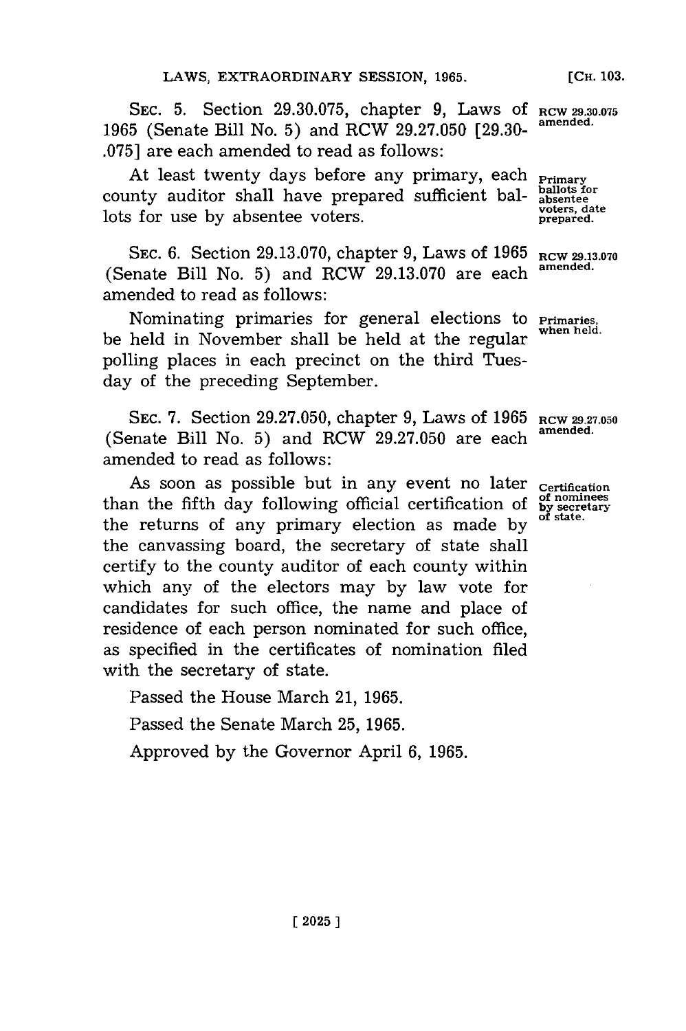SEC. 5. Section 29.30.075, chapter 9, Laws of 1965 (Senate Bill No. 5) and RCW 29.27.050 [29.30-.075] are each amended to read as follows:

**RCW 29.30.075 amended.**

At least twenty days before any primary, each county auditor shall have prepared sufficient ballots for use by absentee voters.

**Primary ballots for absentee voters, date prepared.**

SEC. 6. Section 29.13.070, chapter 9, Laws of 1965 (Senate Bill No. 5) and RCW 29.13.070 are each amended to read as follows:

**RCW 29.13.070 amended.**

Nominating primaries for general elections to be held in November shall be held at the regular polling places in each precinct on the third Tuesday of the preceding September.

**Primaries, when held.**

SEC. 7. Section 29.27.050, chapter 9, Laws of 1965 (Senate Bill No. 5) and RCW 29.27.050 are each amended to read as follows:

**RCW 29.27.050 amended.**

As soon as possible but in any event no later than the fifth day following official certification of the returns of any primary election as made by the canvassing board, the secretary of state shall certify to the county auditor of each county within which any of the electors may by law vote for candidates for such office, the name and place of residence of each person nominated for such office, as specified in the certificates of nomination filed with the secretary of state.

**Certification of nominees by secretary of state.**

Passed the House March 21, 1965.

Passed the Senate March 25, 1965.

Approved by the Governor April 6, 1965.